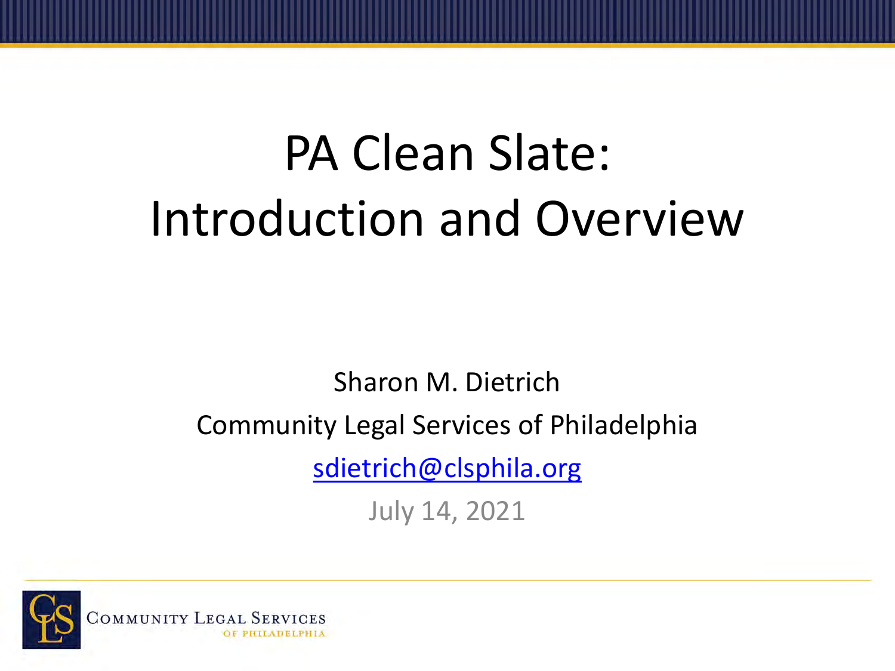# PA Clean Slate: Introduction and Overview

Sharon M. Dietrich

Community Legal Services of Philadelphia

sdietrich@clsphila.org

July 14, 2021

Community Legal Services of Philadelphia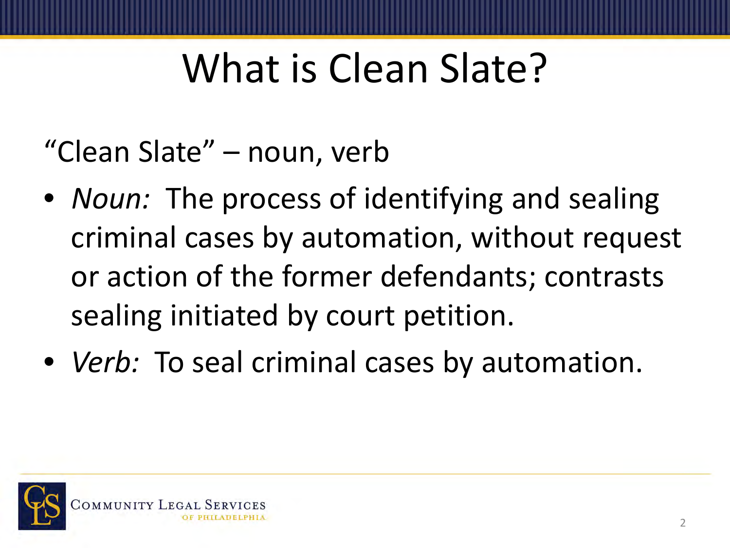# What is Clean Slate?

"Clean Slate" – noun, verb

- *Noun:* The process of identifying and sealing criminal cases by automation, without request or action of the former defendants; contrasts sealing initiated by court petition.
- *Verb:* To seal criminal cases by automation.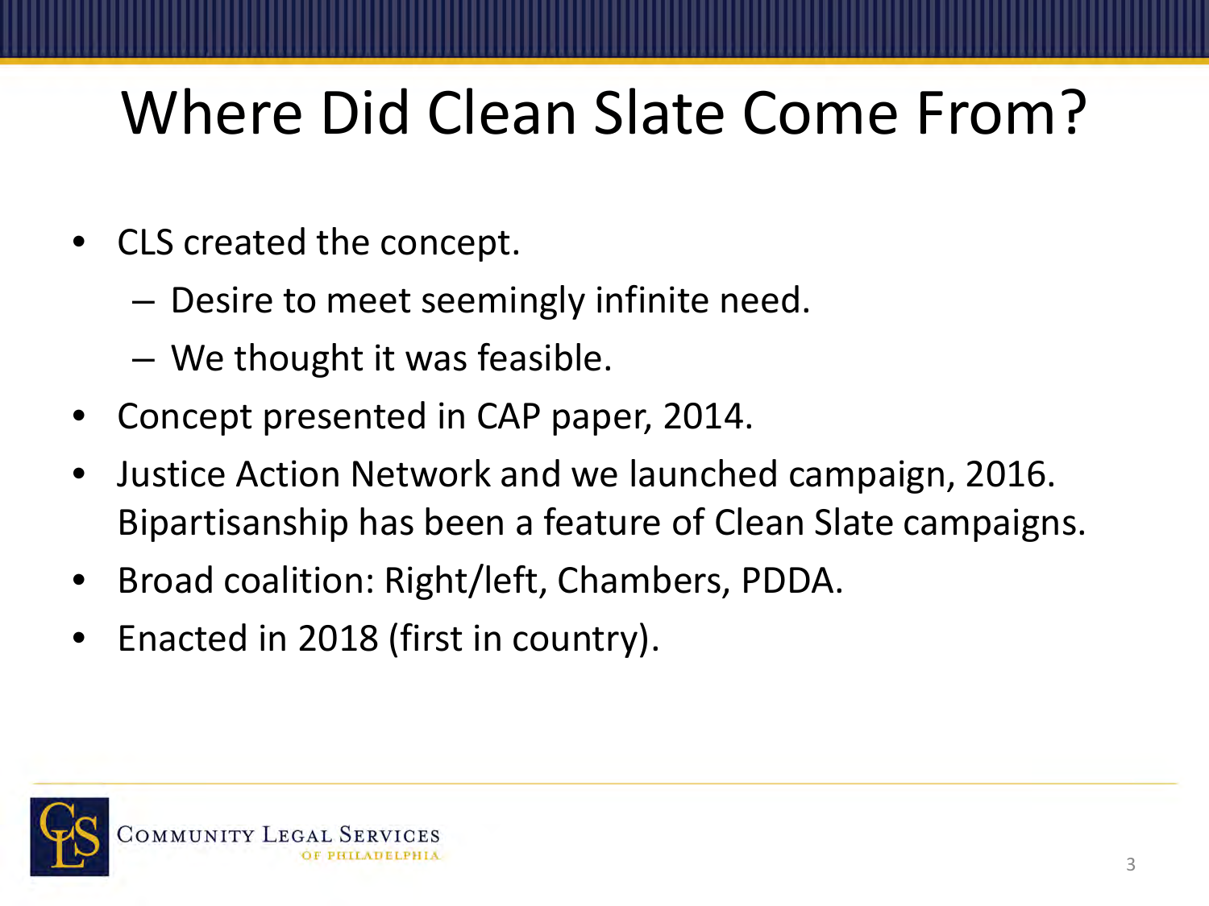# Where Did Clean Slate Come From?

- CLS created the concept.
  - Desire to meet seemingly infinite need.
  - We thought it was feasible.
- Concept presented in CAP paper, 2014.
- Justice Action Network and we launched campaign, 2016. Bipartisanship has been a feature of Clean Slate campaigns.
- Broad coalition: Right/left, Chambers, PDDA.
- Enacted in 2018 (first in country).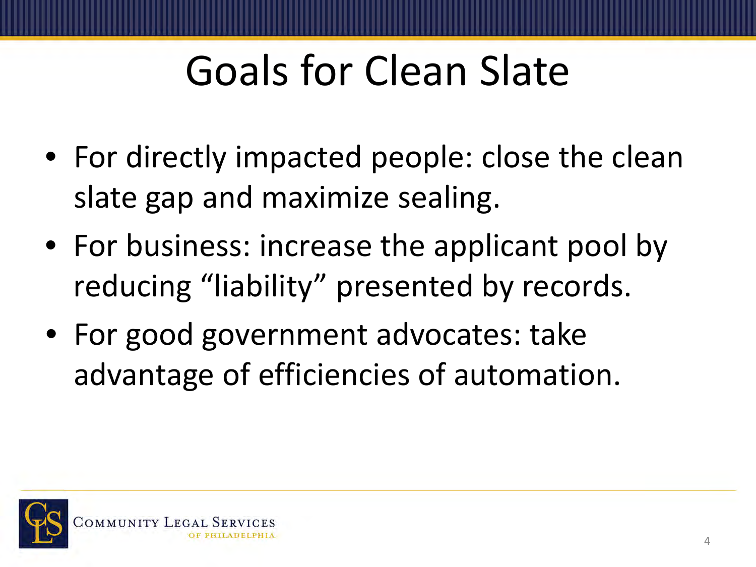# Goals for Clean Slate

- For directly impacted people: close the clean slate gap and maximize sealing.
- For business: increase the applicant pool by reducing "liability" presented by records.
- For good government advocates: take advantage of efficiencies of automation.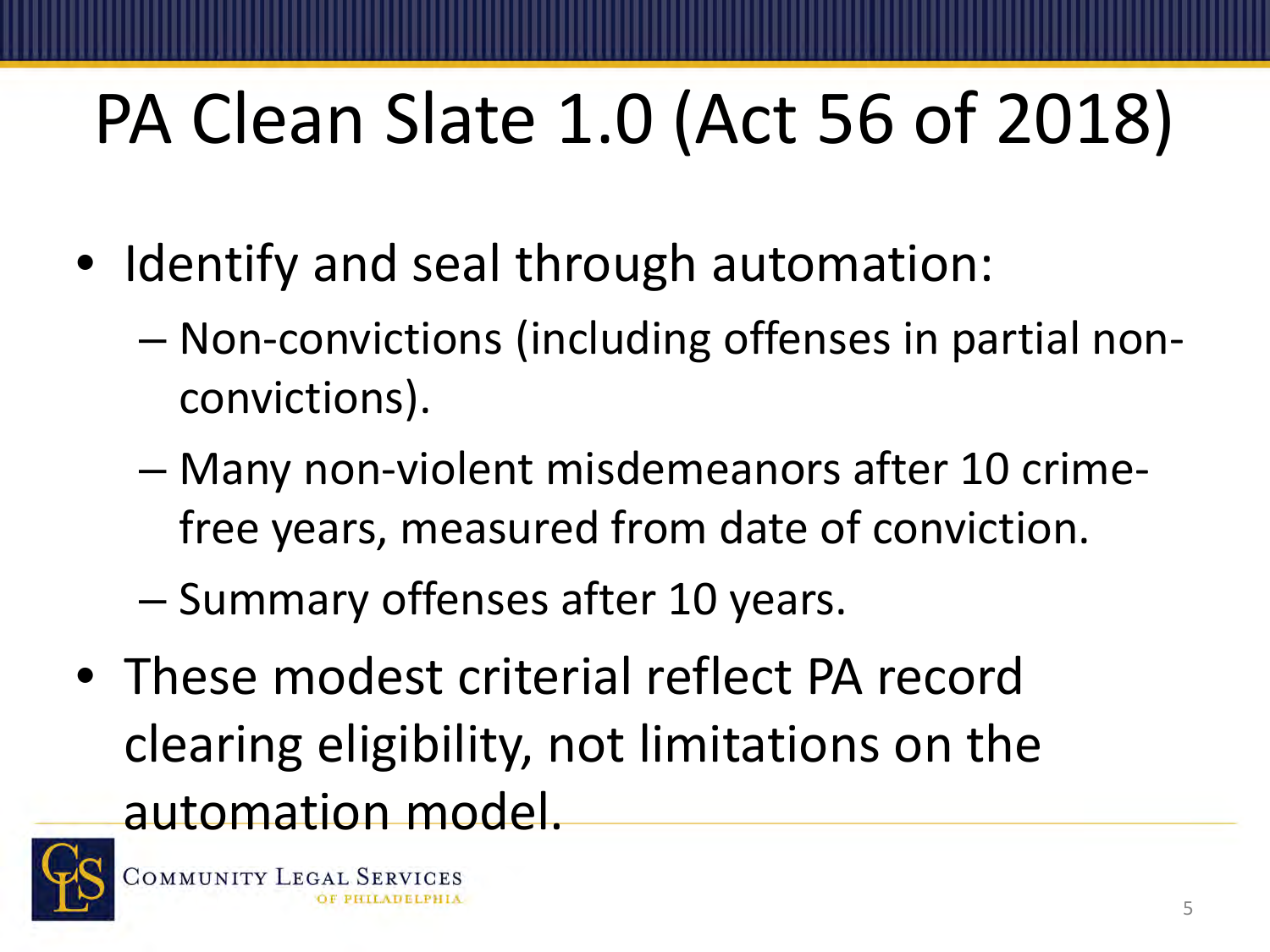# PA Clean Slate 1.0 (Act 56 of 2018)

- Identify and seal through automation:
  - Non-convictions (including offenses in partial non-convictions).
  - Many non-violent misdemeanors after 10 crime-free years, measured from date of conviction.
  - Summary offenses after 10 years.
- These modest criterial reflect PA record clearing eligibility, not limitations on the automation model.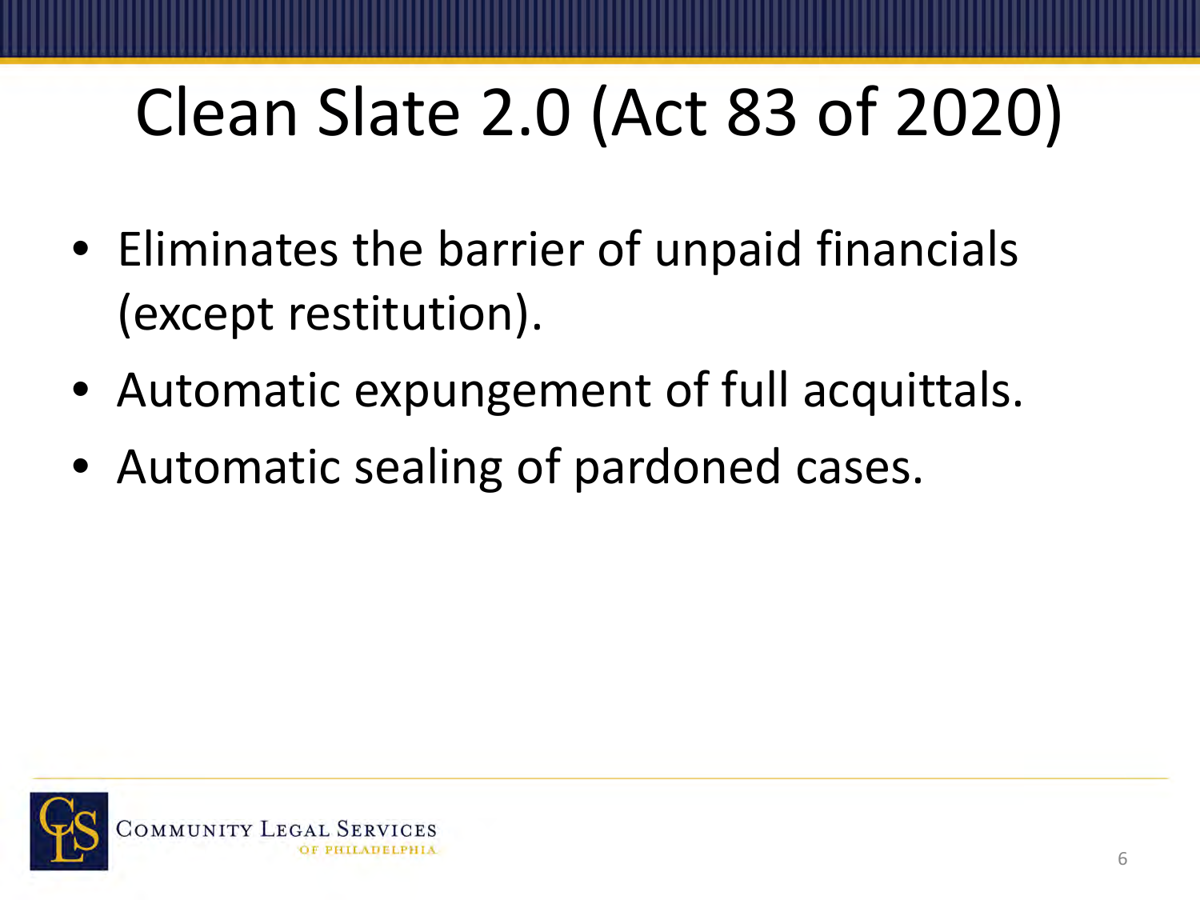# Clean Slate 2.0 (Act 83 of 2020)

- Eliminates the barrier of unpaid financials (except restitution).
- Automatic expungement of full acquittals.
- Automatic sealing of pardoned cases.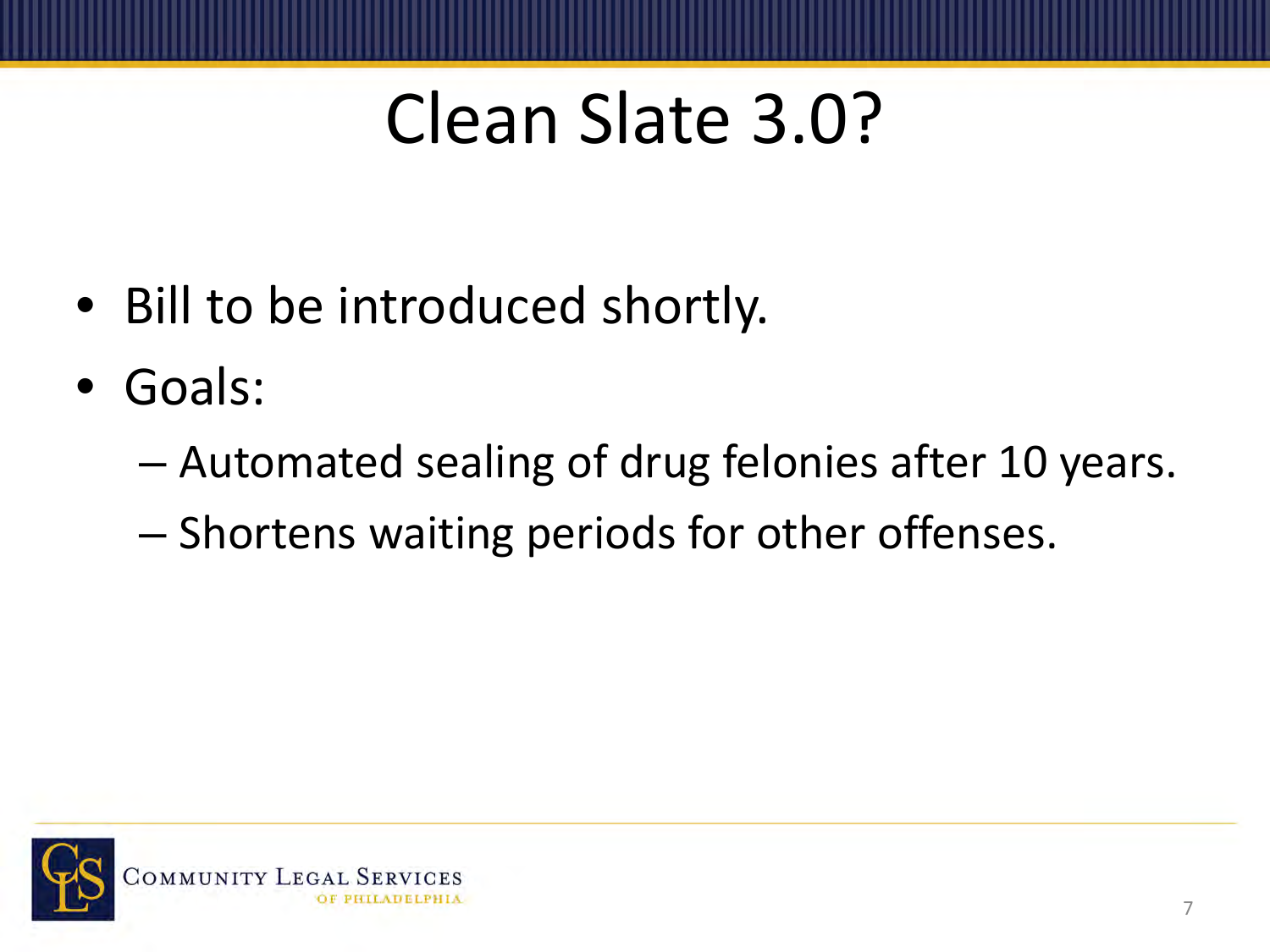# Clean Slate 3.0?

- Bill to be introduced shortly.
- Goals:
  - Automated sealing of drug felonies after 10 years.
  - Shortens waiting periods for other offenses.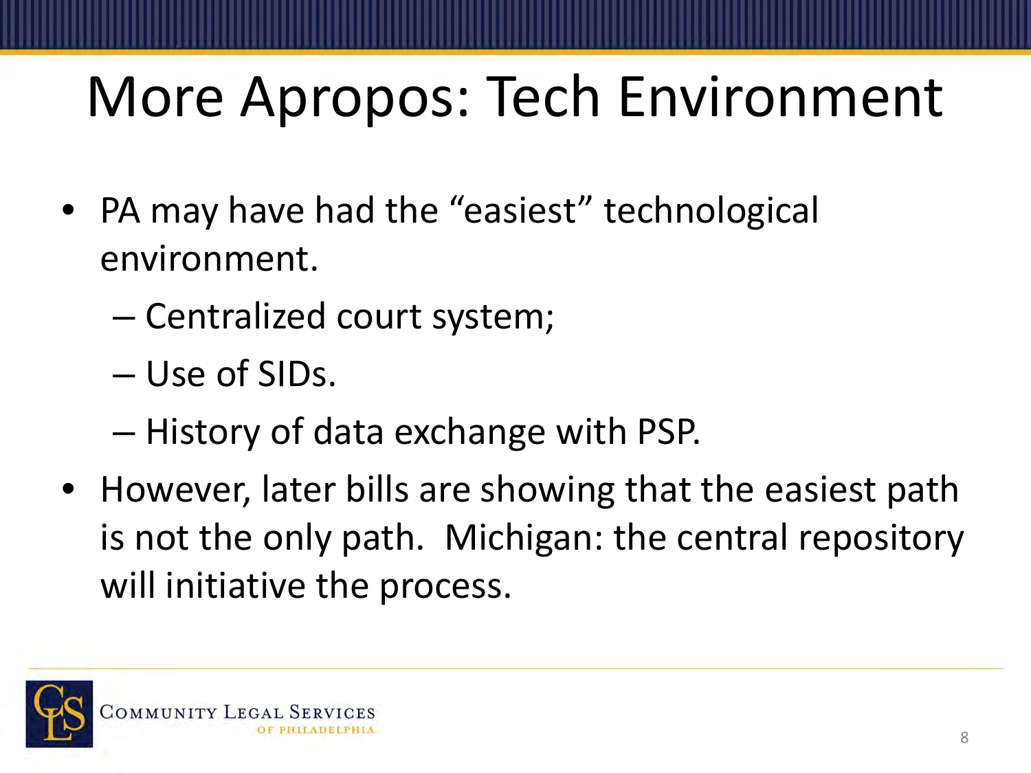# More Apropos: Tech Environment

- PA may have had the “easiest” technological environment.
  - Centralized court system;
  - Use of SIDs.
  - History of data exchange with PSP.
- However, later bills are showing that the easiest path is not the only path. Michigan: the central repository will initiative the process.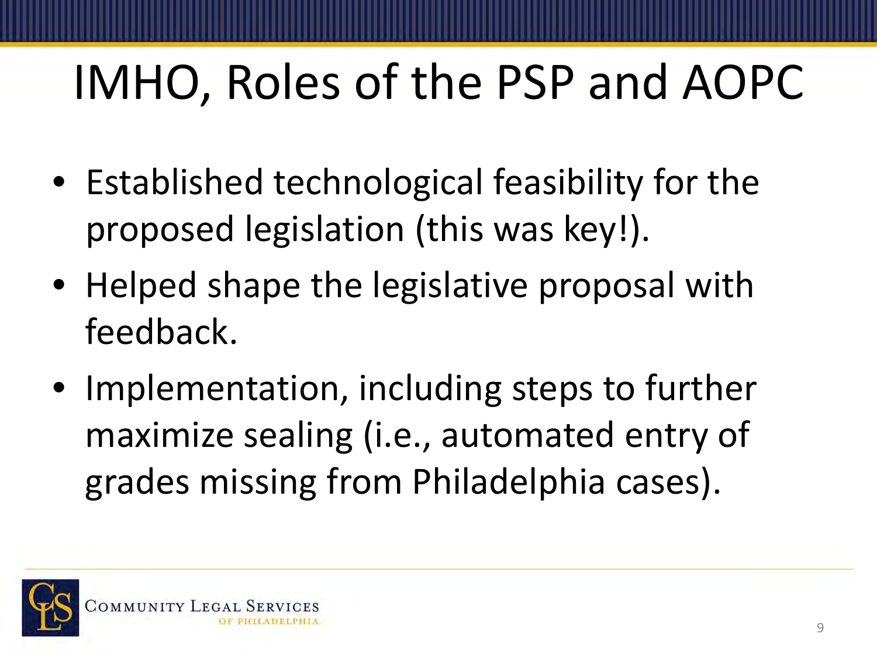# IMHO, Roles of the PSP and AOPC

- Established technological feasibility for the proposed legislation (this was key!).
- Helped shape the legislative proposal with feedback.
- Implementation, including steps to further maximize sealing (i.e., automated entry of grades missing from Philadelphia cases).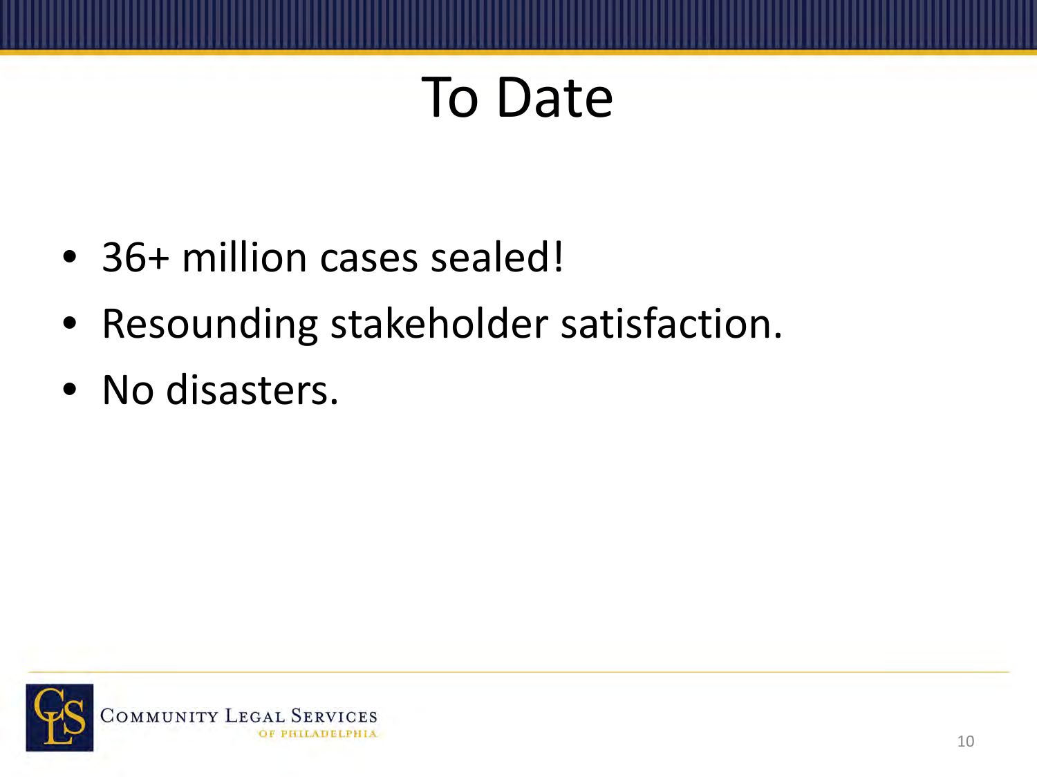# To Date

- 36+ million cases sealed!
- Resounding stakeholder satisfaction.
- No disasters.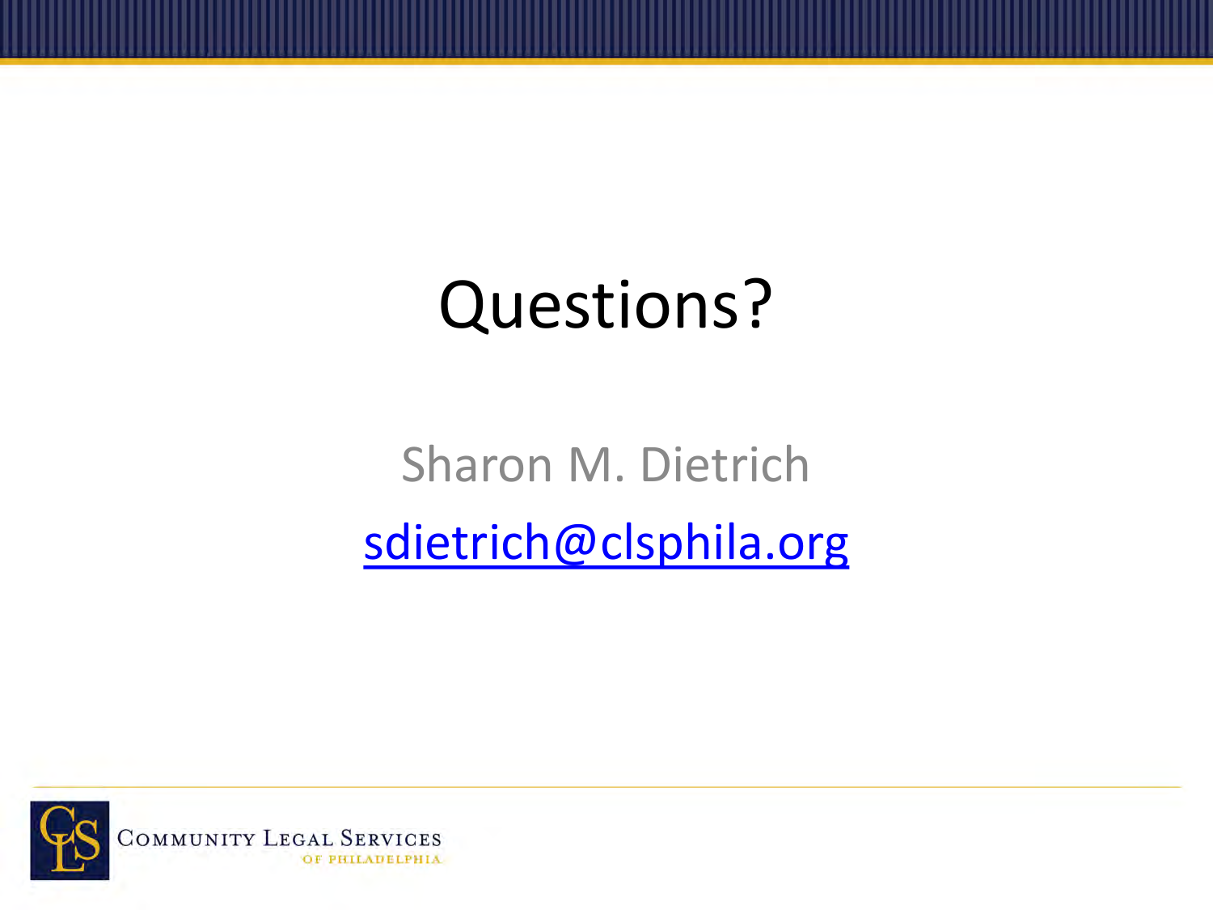# Questions?

Sharon M. Dietrich

sdietrich@clsphila.org

Community Legal Services of Philadelphia